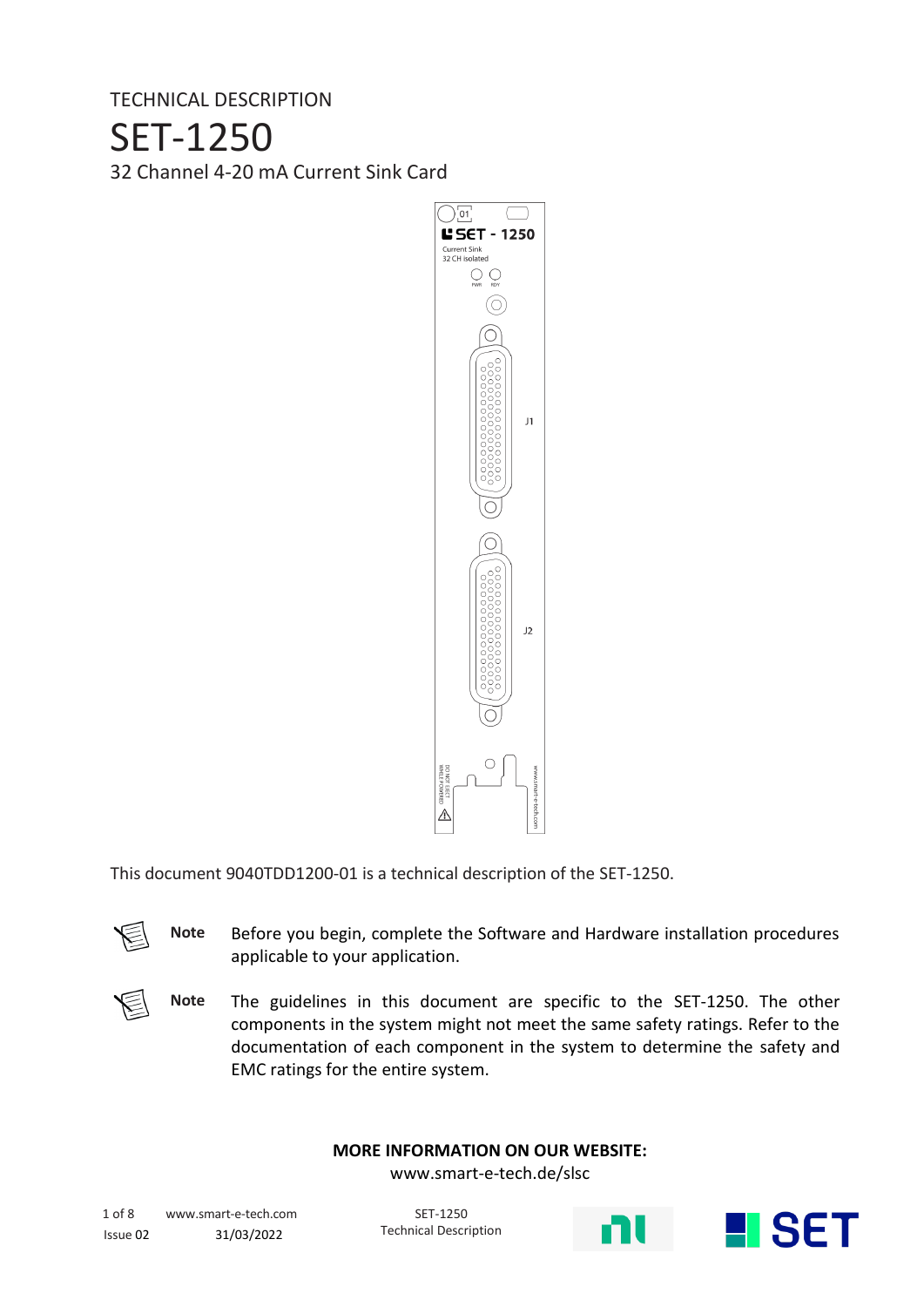TECHNICAL DESCRIPTION

# SET-1250

32 Channel 4-20 mA Current Sink Card

This document 9040TDD1200-01 is a technical description of the SET-1250.

**Note** Before you begin, complete the Software and Hardware installation procedures applicable to your application.

**Note** The guidelines in this document are specific to the SET-1250. The other components in the system might not meet the same safety ratings. Refer to the documentation of each component in the system to determine the safety and EMC ratings for the entire system.

**MORE INFORMATION ON OUR WEBSITE:**
www.smart-e-tech.de/slsc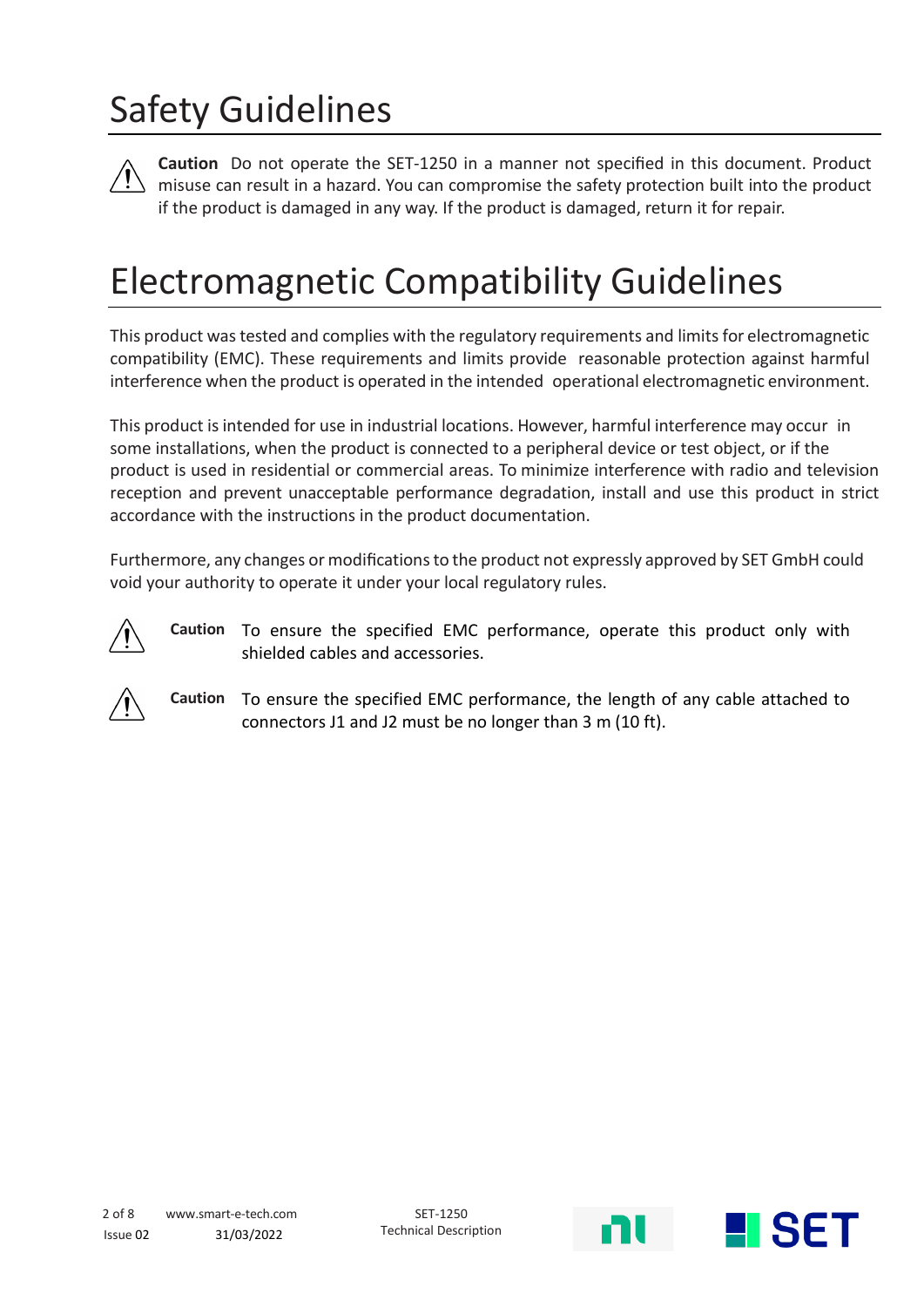# Safety Guidelines

**Caution** Do not operate the SET-1250 in a manner not specified in this document. Product misuse can result in a hazard. You can compromise the safety protection built into the product if the product is damaged in any way. If the product is damaged, return it for repair.

# Electromagnetic Compatibility Guidelines

This product was tested and complies with the regulatory requirements and limits for electromagnetic compatibility (EMC). These requirements and limits provide reasonable protection against harmful interference when the product is operated in the intended operational electromagnetic environment.

This product is intended for use in industrial locations. However, harmful interference may occur in some installations, when the product is connected to a peripheral device or test object, or if the product is used in residential or commercial areas. To minimize interference with radio and television reception and prevent unacceptable performance degradation, install and use this product in strict accordance with the instructions in the product documentation.

Furthermore, any changes or modifications to the product not expressly approved by SET GmbH could void your authority to operate it under your local regulatory rules.

**Caution** To ensure the specified EMC performance, operate this product only with shielded cables and accessories.

**Caution** To ensure the specified EMC performance, the length of any cable attached to connectors J1 and J2 must be no longer than 3 m (10 ft).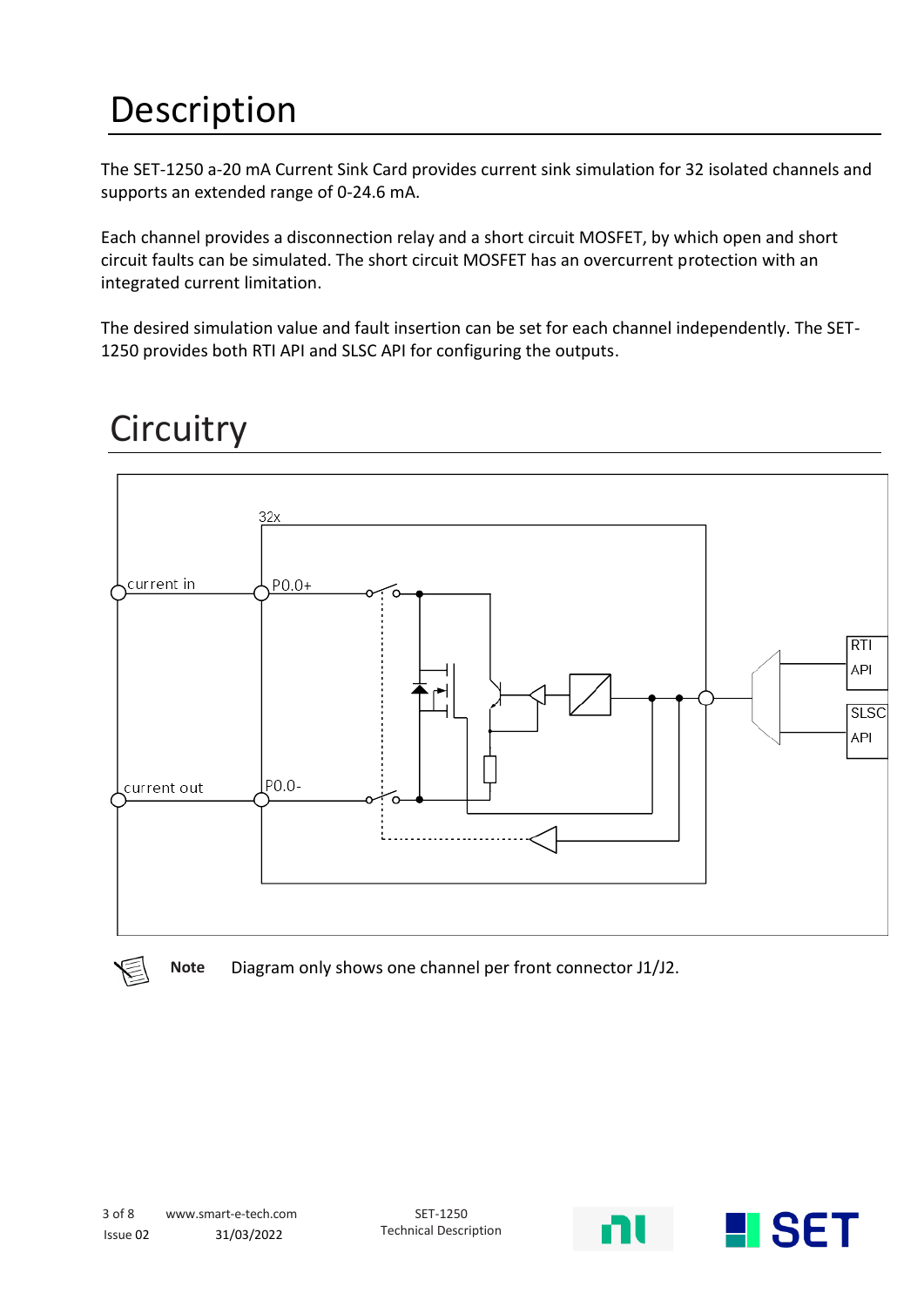# Description

The SET-1250 a-20 mA Current Sink Card provides current sink simulation for 32 isolated channels and supports an extended range of 0-24.6 mA.

Each channel provides a disconnection relay and a short circuit MOSFET, by which open and short circuit faults can be simulated. The short circuit MOSFET has an overcurrent protection with an integrated current limitation.

The desired simulation value and fault insertion can be set for each channel independently. The SET-1250 provides both RTI API and SLSC API for configuring the outputs.

# Circuitry

**Note** Diagram only shows one channel per front connector J1/J2.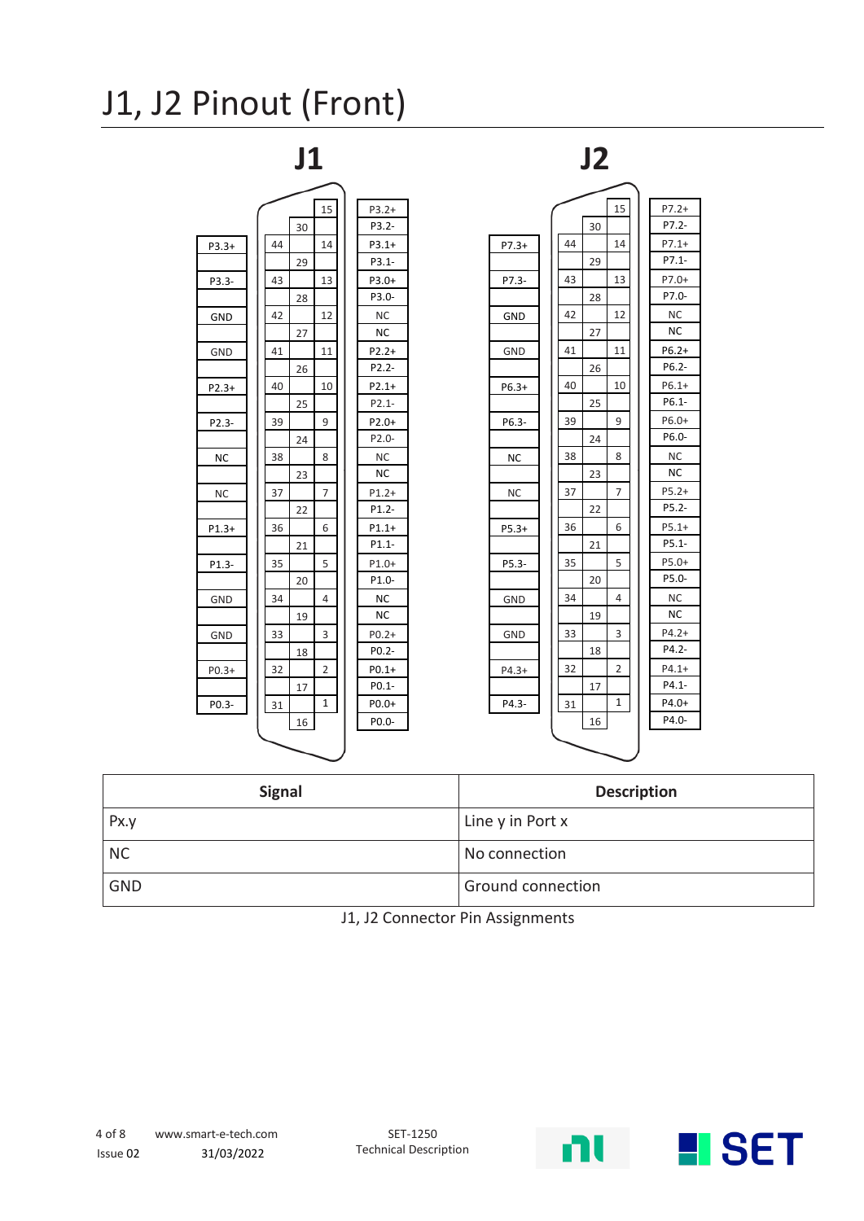# J1, J2 Pinout (Front)

## J1

| Pin | Signal | Pin | Signal | Pin | Signal |
|---|---|---|---|---|---|
| 1 | P0.0+ | 16 | P0.0- | 31 | P0.3- |
| 2 | P0.1+ | 17 | P0.1- | 32 | P0.3+ |
| 3 | P0.2+ | 18 | P0.2- | 33 | GND |
| 4 | NC | 19 | NC | 34 | GND |
| 5 | P1.0+ | 20 | P1.0- | 35 | P1.3- |
| 6 | P1.1+ | 21 | P1.1- | 36 | P1.3+ |
| 7 | P1.2+ | 22 | P1.2- | 37 | NC |
| 8 | NC | 23 | NC | 38 | NC |
| 9 | P2.0+ | 24 | P2.0- | 39 | P2.3- |
| 10 | P2.1+ | 25 | P2.1- | 40 | P2.3+ |
| 11 | P2.2+ | 26 | P2.2- | 41 | GND |
| 12 | NC | 27 | NC | 42 | GND |
| 13 | P3.0+ | 28 | P3.0- | 43 | P3.3- |
| 14 | P3.1+ | 29 | P3.1- | 44 | P3.3+ |
| 15 | P3.2+ | 30 | P3.2- | | |

## J2

| Pin | Signal | Pin | Signal | Pin | Signal |
|---|---|---|---|---|---|
| 1 | P4.0+ | 16 | P4.0- | 31 | P4.3- |
| 2 | P4.1+ | 17 | P4.1- | 32 | P4.3+ |
| 3 | P4.2+ | 18 | P4.2- | 33 | GND |
| 4 | NC | 19 | NC | 34 | GND |
| 5 | P5.0+ | 20 | P5.0- | 35 | P5.3- |
| 6 | P5.1+ | 21 | P5.1- | 36 | P5.3+ |
| 7 | P5.2+ | 22 | P5.2- | 37 | NC |
| 8 | NC | 23 | NC | 38 | NC |
| 9 | P6.0+ | 24 | P6.0- | 39 | P6.3- |
| 10 | P6.1+ | 25 | P6.1- | 40 | P6.3+ |
| 11 | P6.2+ | 26 | P6.2- | 41 | GND |
| 12 | NC | 27 | NC | 42 | GND |
| 13 | P7.0+ | 28 | P7.0- | 43 | P7.3- |
| 14 | P7.1+ | 29 | P7.1- | 44 | P7.3+ |
| 15 | P7.2+ | 30 | P7.2- | | |

| Signal | Description |
|---|---|
| Px.y | Line y in Port x |
| NC | No connection |
| GND | Ground connection |

J1, J2 Connector Pin Assignments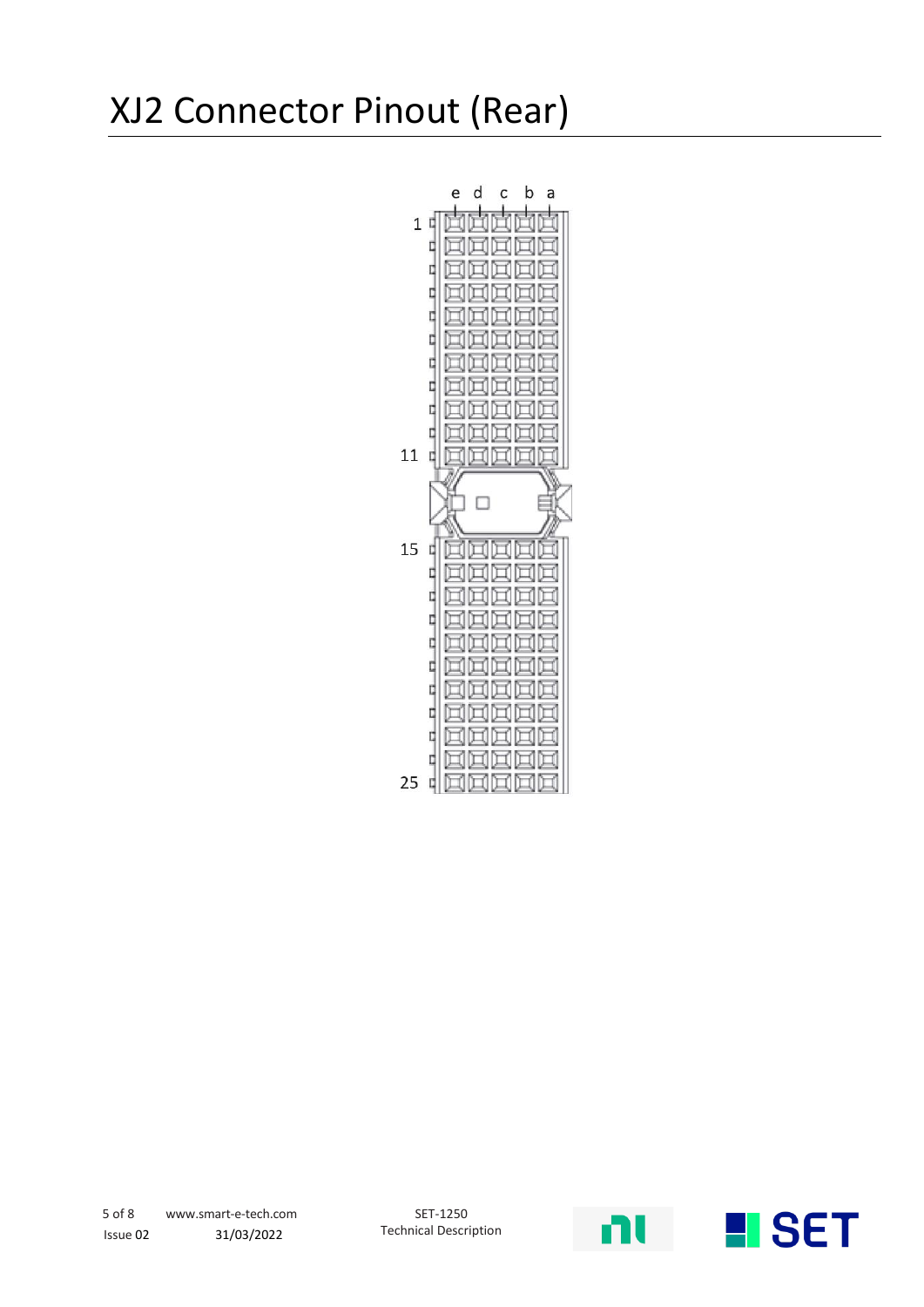# XJ2 Connector Pinout (Rear)

e d c b a

1

11

15

25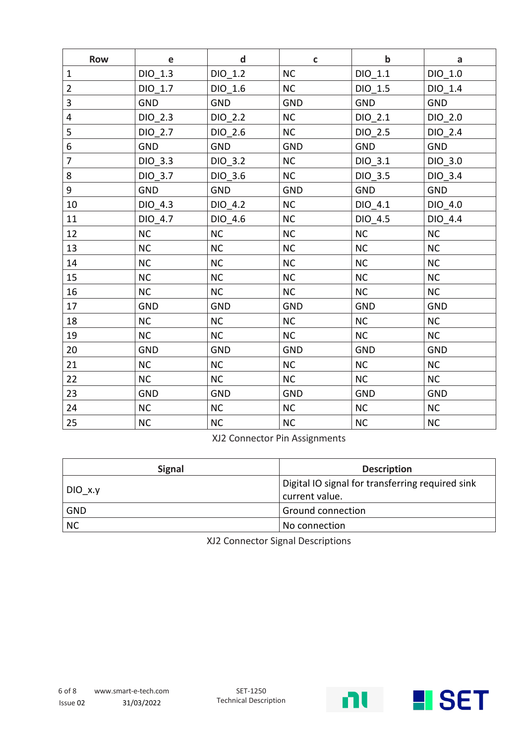| Row | e | d | c | b | a |
|---|---|---|---|---|---|
| 1 | DIO_1.3 | DIO_1.2 | NC | DIO_1.1 | DIO_1.0 |
| 2 | DIO_1.7 | DIO_1.6 | NC | DIO_1.5 | DIO_1.4 |
| 3 | GND | GND | GND | GND | GND |
| 4 | DIO_2.3 | DIO_2.2 | NC | DIO_2.1 | DIO_2.0 |
| 5 | DIO_2.7 | DIO_2.6 | NC | DIO_2.5 | DIO_2.4 |
| 6 | GND | GND | GND | GND | GND |
| 7 | DIO_3.3 | DIO_3.2 | NC | DIO_3.1 | DIO_3.0 |
| 8 | DIO_3.7 | DIO_3.6 | NC | DIO_3.5 | DIO_3.4 |
| 9 | GND | GND | GND | GND | GND |
| 10 | DIO_4.3 | DIO_4.2 | NC | DIO_4.1 | DIO_4.0 |
| 11 | DIO_4.7 | DIO_4.6 | NC | DIO_4.5 | DIO_4.4 |
| 12 | NC | NC | NC | NC | NC |
| 13 | NC | NC | NC | NC | NC |
| 14 | NC | NC | NC | NC | NC |
| 15 | NC | NC | NC | NC | NC |
| 16 | NC | NC | NC | NC | NC |
| 17 | GND | GND | GND | GND | GND |
| 18 | NC | NC | NC | NC | NC |
| 19 | NC | NC | NC | NC | NC |
| 20 | GND | GND | GND | GND | GND |
| 21 | NC | NC | NC | NC | NC |
| 22 | NC | NC | NC | NC | NC |
| 23 | GND | GND | GND | GND | GND |
| 24 | NC | NC | NC | NC | NC |
| 25 | NC | NC | NC | NC | NC |

XJ2 Connector Pin Assignments

| Signal | Description |
|---|---|
| DIO_x.y | Digital IO signal for transferring required sink current value. |
| GND | Ground connection |
| NC | No connection |

XJ2 Connector Signal Descriptions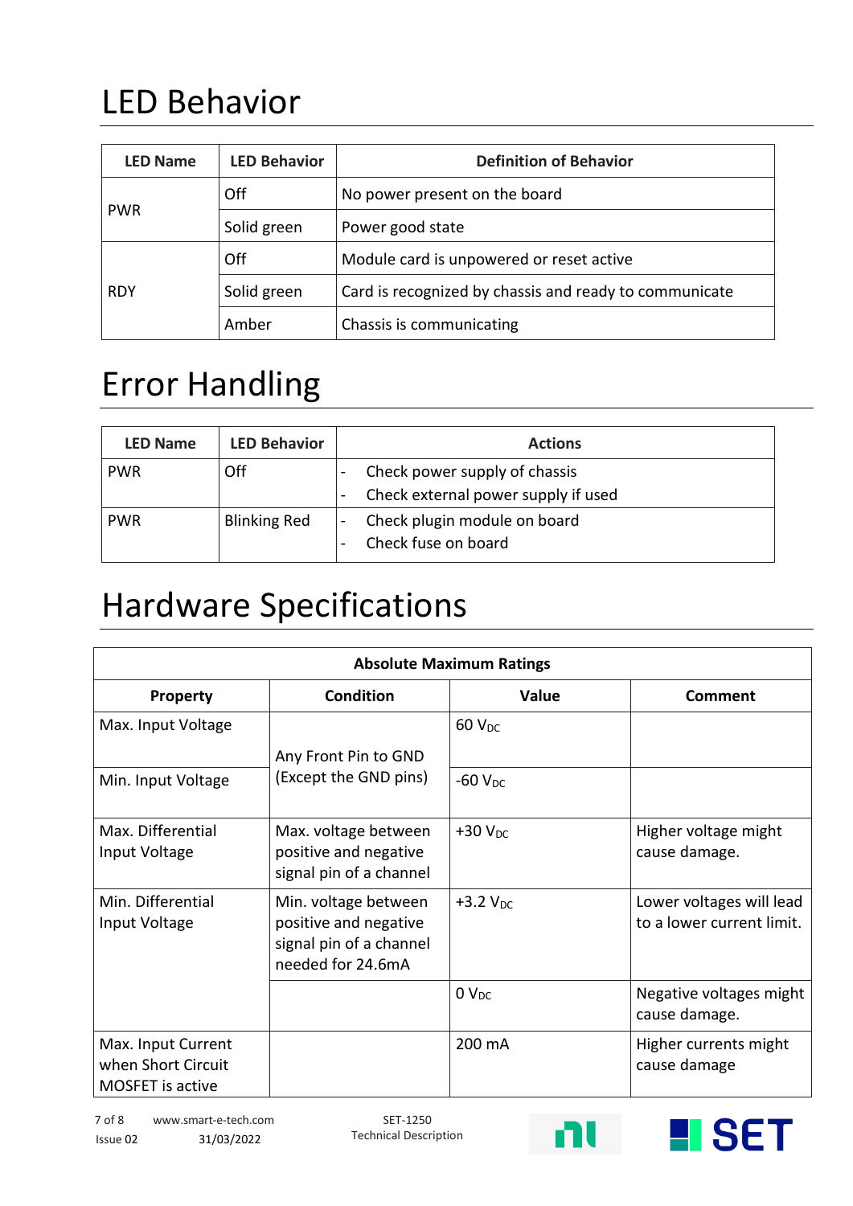# LED Behavior

| LED Name | LED Behavior | Definition of Behavior |
|---|---|---|
| PWR | Off | No power present on the board |
| | Solid green | Power good state |
| RDY | Off | Module card is unpowered or reset active |
| | Solid green | Card is recognized by chassis and ready to communicate |
| | Amber | Chassis is communicating |

# Error Handling

| LED Name | LED Behavior | Actions |
|---|---|---|
| PWR | Off | - Check power supply of chassis<br>- Check external power supply if used |
| PWR | Blinking Red | - Check plugin module on board<br>- Check fuse on board |

# Hardware Specifications

| Absolute Maximum Ratings | | | |
|---|---|---|---|
| **Property** | **Condition** | **Value** | **Comment** |
| Max. Input Voltage | Any Front Pin to GND (Except the GND pins) | 60 $V_{DC}$ | |
| Min. Input Voltage | | -60 $V_{DC}$ | |
| Max. Differential Input Voltage | Max. voltage between positive and negative signal pin of a channel | +30 $V_{DC}$ | Higher voltage might cause damage. |
| Min. Differential Input Voltage | Min. voltage between positive and negative signal pin of a channel needed for 24.6mA | +3.2 $V_{DC}$ | Lower voltages will lead to a lower current limit. |
| | | 0 $V_{DC}$ | Negative voltages might cause damage. |
| Max. Input Current when Short Circuit MOSFET is active | | 200 mA | Higher currents might cause damage |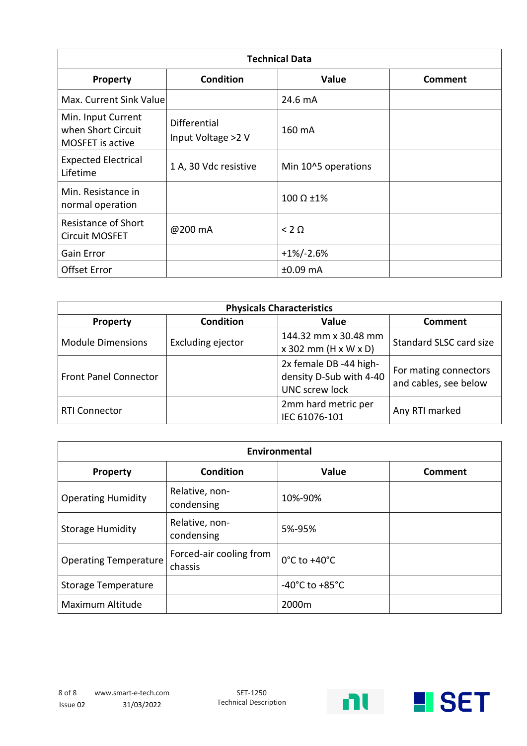| Technical Data | | | |
|---|---|---|---|
| **Property** | **Condition** | **Value** | **Comment** |
| Max. Current Sink Value | | 24.6 mA | |
| Min. Input Current when Short Circuit MOSFET is active | Differential Input Voltage >2 V | 160 mA | |
| Expected Electrical Lifetime | 1 A, 30 Vdc resistive | Min 10^5 operations | |
| Min. Resistance in normal operation | | 100 Ω ±1% | |
| Resistance of Short Circuit MOSFET | @200 mA | < 2 Ω | |
| Gain Error | | +1%/-2.6% | |
| Offset Error | | ±0.09 mA | |

| Physicals Characteristics | | | |
|---|---|---|---|
| **Property** | **Condition** | **Value** | **Comment** |
| Module Dimensions | Excluding ejector | 144.32 mm x 30.48 mm x 302 mm (H x W x D) | Standard SLSC card size |
| Front Panel Connector | | 2x female DB -44 high-density D-Sub with 4-40 UNC screw lock | For mating connectors and cables, see below |
| RTI Connector | | 2mm hard metric per IEC 61076-101 | Any RTI marked |

| Environmental | | | |
|---|---|---|---|
| **Property** | **Condition** | **Value** | **Comment** |
| Operating Humidity | Relative, non-condensing | 10%-90% | |
| Storage Humidity | Relative, non-condensing | 5%-95% | |
| Operating Temperature | Forced-air cooling from chassis | 0°C to +40°C | |
| Storage Temperature | | -40°C to +85°C | |
| Maximum Altitude | | 2000m | |